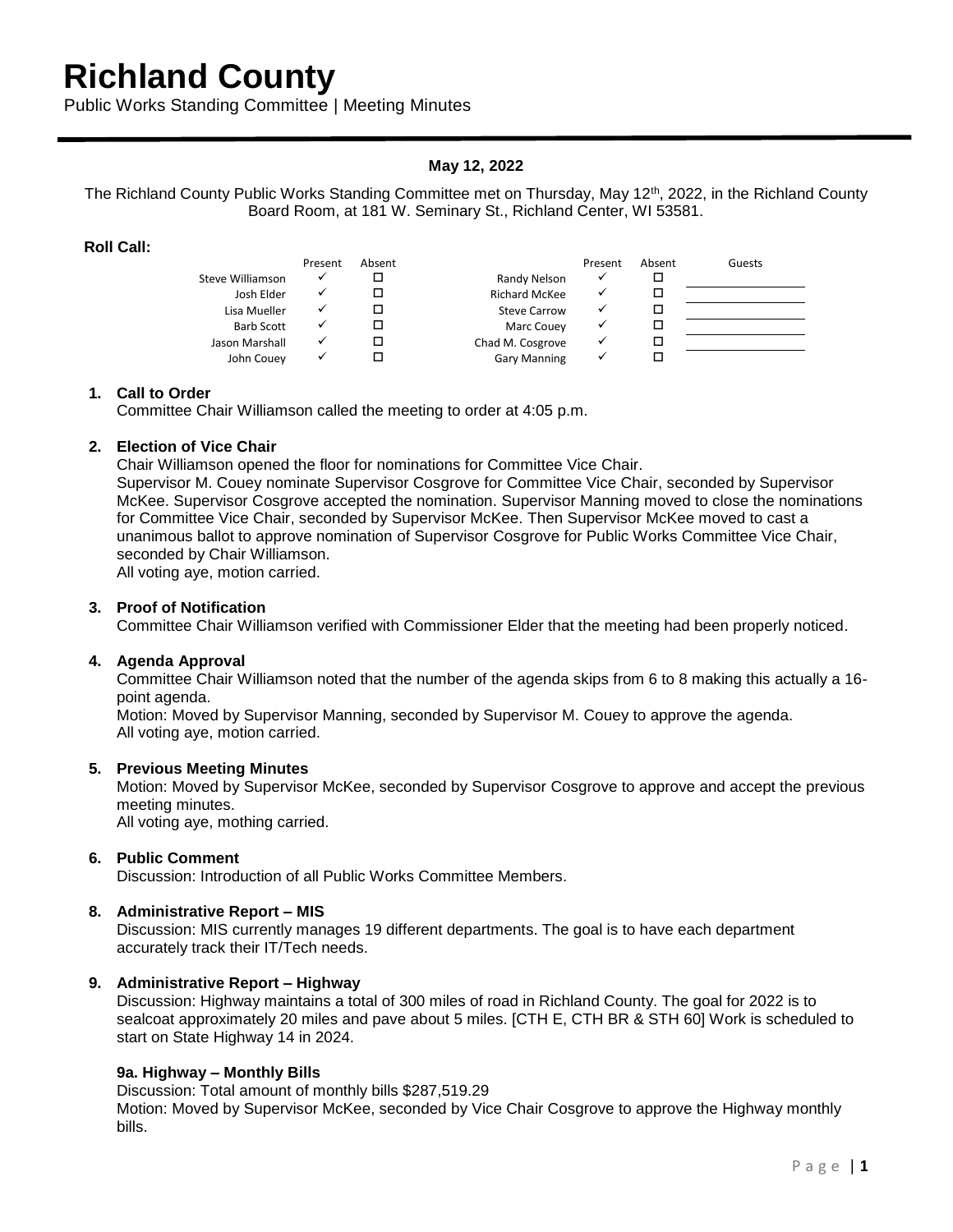# Richland County

Public Works Standing Committee | Meeting Minutes

**May 12, 2022**

The Richland County Public Works Standing Committee met on Thursday, May 12th, 2022, in the Richland County Board Room, at 181 W. Seminary St., Richland Center, WI 53581.

**Roll Call:**

| | Present | Absent | | Present | Absent | Guests |
|---|---|---|---|---|---|---|
| Steve Williamson | ✓ | ☐ | Randy Nelson | ✓ | ☐ | |
| Josh Elder | ✓ | ☐ | Richard McKee | ✓ | ☐ | |
| Lisa Mueller | ✓ | ☐ | Steve Carrow | ✓ | ☐ | |
| Barb Scott | ✓ | ☐ | Marc Couey | ✓ | ☐ | |
| Jason Marshall | ✓ | ☐ | Chad M. Cosgrove | ✓ | ☐ | |
| John Couey | ✓ | ☐ | Gary Manning | ✓ | ☐ | |

**1. Call to Order**

Committee Chair Williamson called the meeting to order at 4:05 p.m.

**2. Election of Vice Chair**

Chair Williamson opened the floor for nominations for Committee Vice Chair.
Supervisor M. Couey nominate Supervisor Cosgrove for Committee Vice Chair, seconded by Supervisor McKee. Supervisor Cosgrove accepted the nomination. Supervisor Manning moved to close the nominations for Committee Vice Chair, seconded by Supervisor McKee. Then Supervisor McKee moved to cast a unanimous ballot to approve nomination of Supervisor Cosgrove for Public Works Committee Vice Chair, seconded by Chair Williamson.
All voting aye, motion carried.

**3. Proof of Notification**

Committee Chair Williamson verified with Commissioner Elder that the meeting had been properly noticed.

**4. Agenda Approval**

Committee Chair Williamson noted that the number of the agenda skips from 6 to 8 making this actually a 16-point agenda.
Motion: Moved by Supervisor Manning, seconded by Supervisor M. Couey to approve the agenda.
All voting aye, motion carried.

**5. Previous Meeting Minutes**

Motion: Moved by Supervisor McKee, seconded by Supervisor Cosgrove to approve and accept the previous meeting minutes.
All voting aye, mothing carried.

**6. Public Comment**

Discussion: Introduction of all Public Works Committee Members.

**8. Administrative Report – MIS**

Discussion: MIS currently manages 19 different departments. The goal is to have each department accurately track their IT/Tech needs.

**9. Administrative Report – Highway**

Discussion: Highway maintains a total of 300 miles of road in Richland County. The goal for 2022 is to sealcoat approximately 20 miles and pave about 5 miles. [CTH E, CTH BR & STH 60] Work is scheduled to start on State Highway 14 in 2024.

**9a. Highway – Monthly Bills**

Discussion: Total amount of monthly bills $287,519.29
Motion: Moved by Supervisor McKee, seconded by Vice Chair Cosgrove to approve the Highway monthly bills.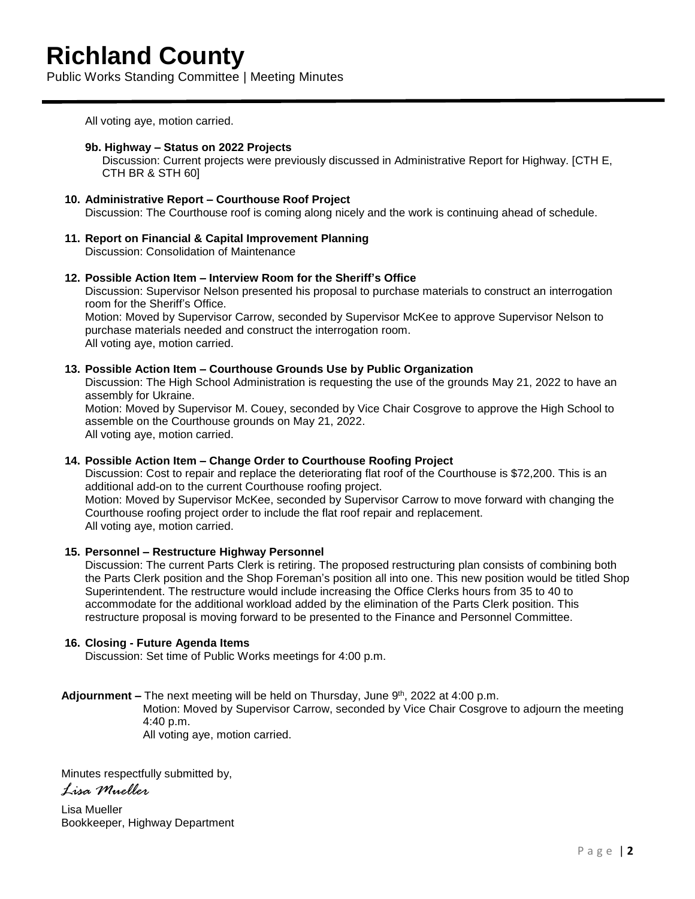All voting aye, motion carried.

**9b. Highway – Status on 2022 Projects**

Discussion: Current projects were previously discussed in Administrative Report for Highway. [CTH E, CTH BR & STH 60]

**10. Administrative Report – Courthouse Roof Project**

Discussion: The Courthouse roof is coming along nicely and the work is continuing ahead of schedule.

**11. Report on Financial & Capital Improvement Planning**

Discussion: Consolidation of Maintenance

**12. Possible Action Item – Interview Room for the Sheriff's Office**

Discussion: Supervisor Nelson presented his proposal to purchase materials to construct an interrogation room for the Sheriff's Office.
Motion: Moved by Supervisor Carrow, seconded by Supervisor McKee to approve Supervisor Nelson to purchase materials needed and construct the interrogation room.
All voting aye, motion carried.

**13. Possible Action Item – Courthouse Grounds Use by Public Organization**

Discussion: The High School Administration is requesting the use of the grounds May 21, 2022 to have an assembly for Ukraine.
Motion: Moved by Supervisor M. Couey, seconded by Vice Chair Cosgrove to approve the High School to assemble on the Courthouse grounds on May 21, 2022.
All voting aye, motion carried.

**14. Possible Action Item – Change Order to Courthouse Roofing Project**

Discussion: Cost to repair and replace the deteriorating flat roof of the Courthouse is $72,200. This is an additional add-on to the current Courthouse roofing project.
Motion: Moved by Supervisor McKee, seconded by Supervisor Carrow to move forward with changing the Courthouse roofing project order to include the flat roof repair and replacement.
All voting aye, motion carried.

**15. Personnel – Restructure Highway Personnel**

Discussion: The current Parts Clerk is retiring. The proposed restructuring plan consists of combining both the Parts Clerk position and the Shop Foreman's position all into one. This new position would be titled Shop Superintendent. The restructure would include increasing the Office Clerks hours from 35 to 40 to accommodate for the additional workload added by the elimination of the Parts Clerk position. This restructure proposal is moving forward to be presented to the Finance and Personnel Committee.

**16. Closing - Future Agenda Items**

Discussion: Set time of Public Works meetings for 4:00 p.m.

**Adjournment –** The next meeting will be held on Thursday, June 9th, 2022 at 4:00 p.m.
Motion: Moved by Supervisor Carrow, seconded by Vice Chair Cosgrove to adjourn the meeting 4:40 p.m.
All voting aye, motion carried.

Minutes respectfully submitted by,

*Lisa Mueller*

Lisa Mueller
Bookkeeper, Highway Department